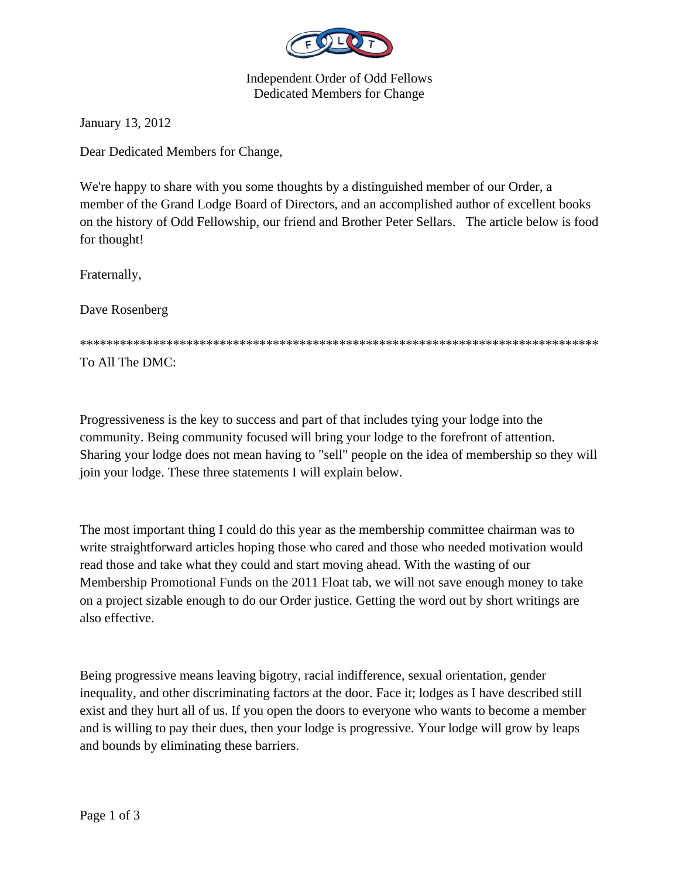Independent Order of Odd Fellows
Dedicated Members for Change

January 13, 2012

Dear Dedicated Members for Change,

We're happy to share with you some thoughts by a distinguished member of our Order, a member of the Grand Lodge Board of Directors, and an accomplished author of excellent books on the history of Odd Fellowship, our friend and Brother Peter Sellars. The article below is food for thought!

Fraternally,

Dave Rosenberg

*******************************************************************************

To All The DMC:

Progressiveness is the key to success and part of that includes tying your lodge into the community. Being community focused will bring your lodge to the forefront of attention. Sharing your lodge does not mean having to "sell" people on the idea of membership so they will join your lodge. These three statements I will explain below.

The most important thing I could do this year as the membership committee chairman was to write straightforward articles hoping those who cared and those who needed motivation would read those and take what they could and start moving ahead. With the wasting of our Membership Promotional Funds on the 2011 Float tab, we will not save enough money to take on a project sizable enough to do our Order justice. Getting the word out by short writings are also effective.

Being progressive means leaving bigotry, racial indifference, sexual orientation, gender inequality, and other discriminating factors at the door. Face it; lodges as I have described still exist and they hurt all of us. If you open the doors to everyone who wants to become a member and is willing to pay their dues, then your lodge is progressive. Your lodge will grow by leaps and bounds by eliminating these barriers.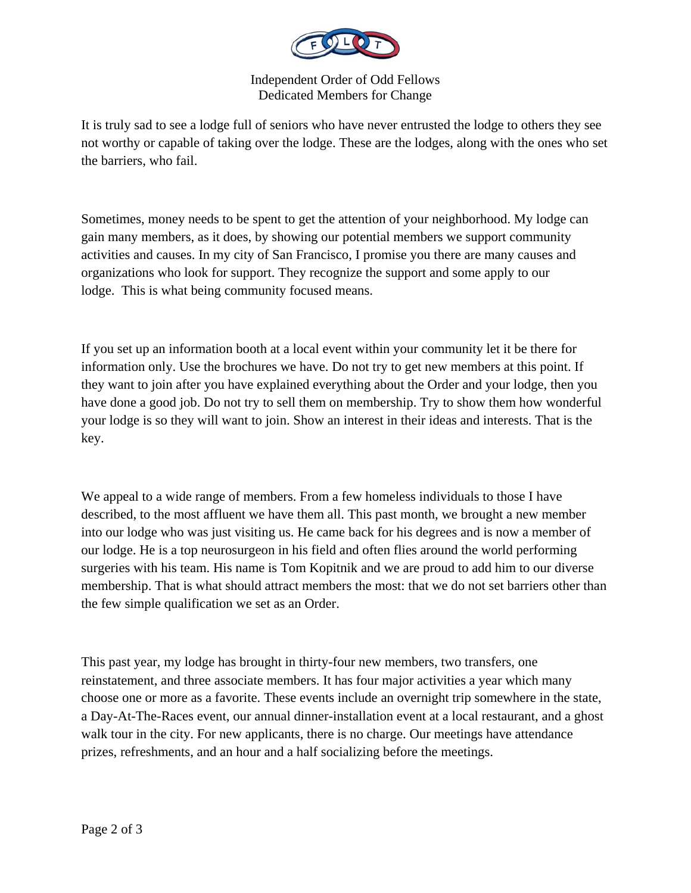It is truly sad to see a lodge full of seniors who have never entrusted the lodge to others they see not worthy or capable of taking over the lodge. These are the lodges, along with the ones who set the barriers, who fail.

Sometimes, money needs to be spent to get the attention of your neighborhood. My lodge can gain many members, as it does, by showing our potential members we support community activities and causes. In my city of San Francisco, I promise you there are many causes and organizations who look for support. They recognize the support and some apply to our lodge. This is what being community focused means.

If you set up an information booth at a local event within your community let it be there for information only. Use the brochures we have. Do not try to get new members at this point. If they want to join after you have explained everything about the Order and your lodge, then you have done a good job. Do not try to sell them on membership. Try to show them how wonderful your lodge is so they will want to join. Show an interest in their ideas and interests. That is the key.

We appeal to a wide range of members. From a few homeless individuals to those I have described, to the most affluent we have them all. This past month, we brought a new member into our lodge who was just visiting us. He came back for his degrees and is now a member of our lodge. He is a top neurosurgeon in his field and often flies around the world performing surgeries with his team. His name is Tom Kopitnik and we are proud to add him to our diverse membership. That is what should attract members the most: that we do not set barriers other than the few simple qualification we set as an Order.

This past year, my lodge has brought in thirty-four new members, two transfers, one reinstatement, and three associate members. It has four major activities a year which many choose one or more as a favorite. These events include an overnight trip somewhere in the state, a Day-At-The-Races event, our annual dinner-installation event at a local restaurant, and a ghost walk tour in the city. For new applicants, there is no charge. Our meetings have attendance prizes, refreshments, and an hour and a half socializing before the meetings.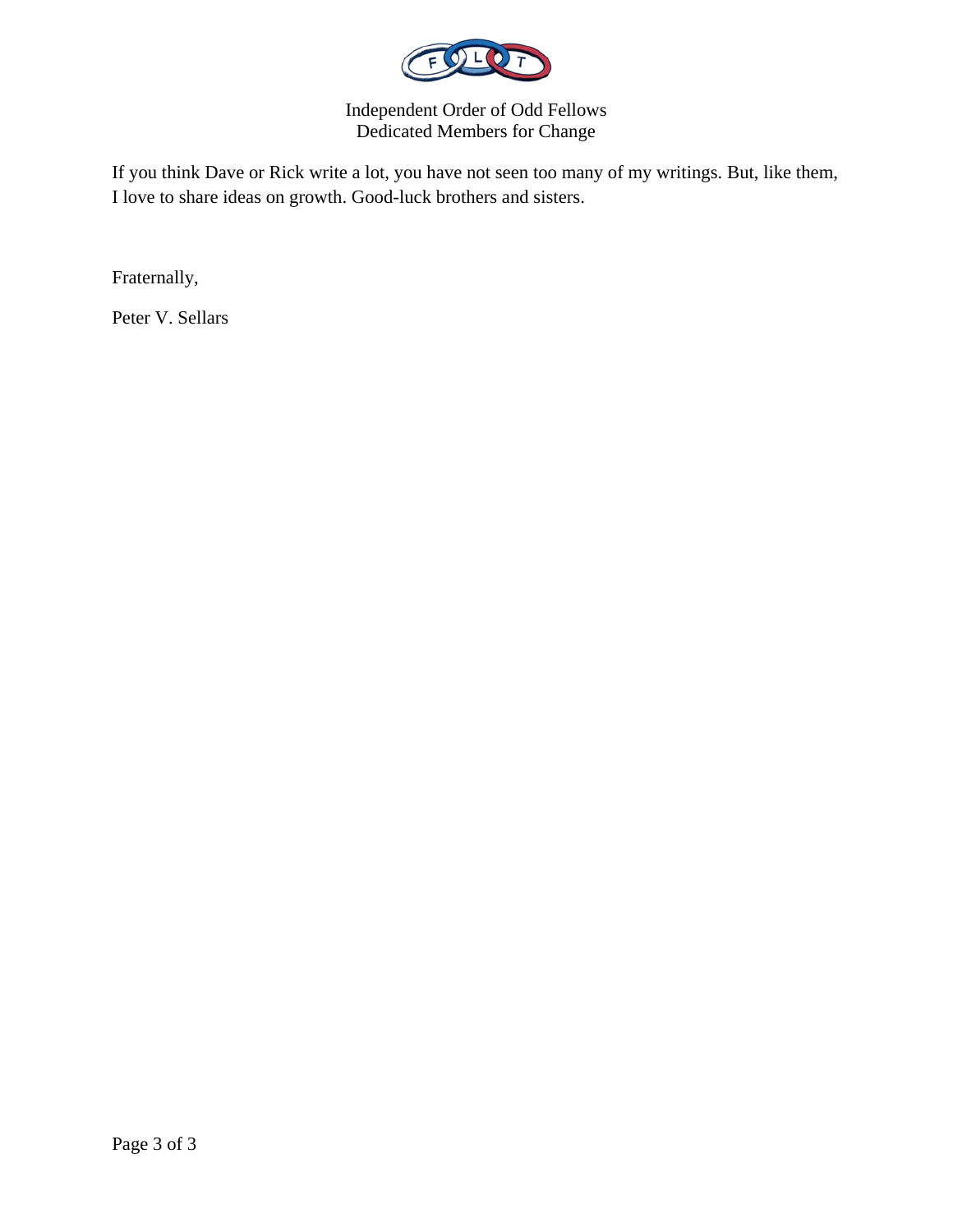Independent Order of Odd Fellows
Dedicated Members for Change

If you think Dave or Rick write a lot, you have not seen too many of my writings. But, like them, I love to share ideas on growth. Good-luck brothers and sisters.

Fraternally,

Peter V. Sellars